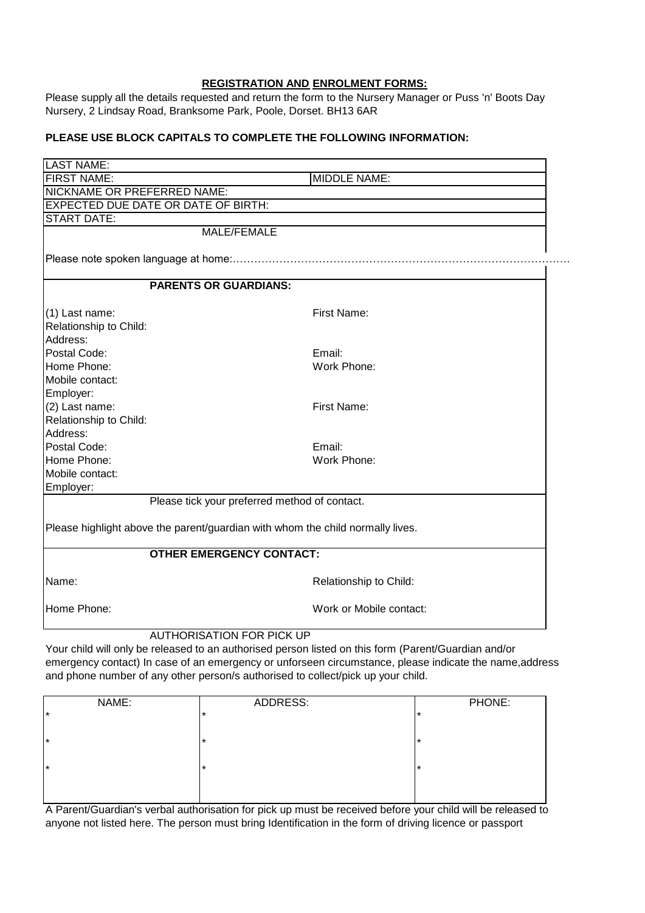**REGISTRATION AND ENROLMENT FORMS:**

Please supply all the details requested and return the form to the Nursery Manager or Puss 'n' Boots Day Nursery, 2 Lindsay Road, Branksome Park, Poole, Dorset. BH13 6AR

**PLEASE USE BLOCK CAPITALS TO COMPLETE THE FOLLOWING INFORMATION:**

| LAST NAME: | |
|---|---|
| FIRST NAME: | MIDDLE NAME: |
| NICKNAME OR PREFERRED NAME: | |
| EXPECTED DUE DATE OR DATE OF BIRTH: | |
| START DATE: | |

MALE/FEMALE

Please note spoken language at home:……………………………………………………………………………….

**PARENTS OR GUARDIANS:**

| | |
|---|---|
| (1) Last name: | First Name: |
| Relationship to Child: | |
| Address: | |
| Postal Code: | Email: |
| Home Phone: | Work Phone: |
| Mobile contact: | |
| Employer: | |
| (2) Last name: | First Name: |
| Relationship to Child: | |
| Address: | |
| Postal Code: | Email: |
| Home Phone: | Work Phone: |
| Mobile contact: | |
| Employer: | |

Please tick your preferred method of contact.

Please highlight above the parent/guardian with whom the child normally lives.

**OTHER EMERGENCY CONTACT:**

| | |
|---|---|
| Name: | Relationship to Child: |
| Home Phone: | Work or Mobile contact: |

AUTHORISATION FOR PICK UP

Your child will only be released to an authorised person listed on this form (Parent/Guardian and/or emergency contact) In case of an emergency or unforseen circumstance, please indicate the name,address and phone number of any other person/s authorised to collect/pick up your child.

| NAME: | ADDRESS: | PHONE: |
|---|---|---|
| * | * | * |
| * | * | * |
| * | * | * |

A Parent/Guardian's verbal authorisation for pick up must be received before your child will be released to anyone not listed here. The person must bring Identification in the form of driving licence or passport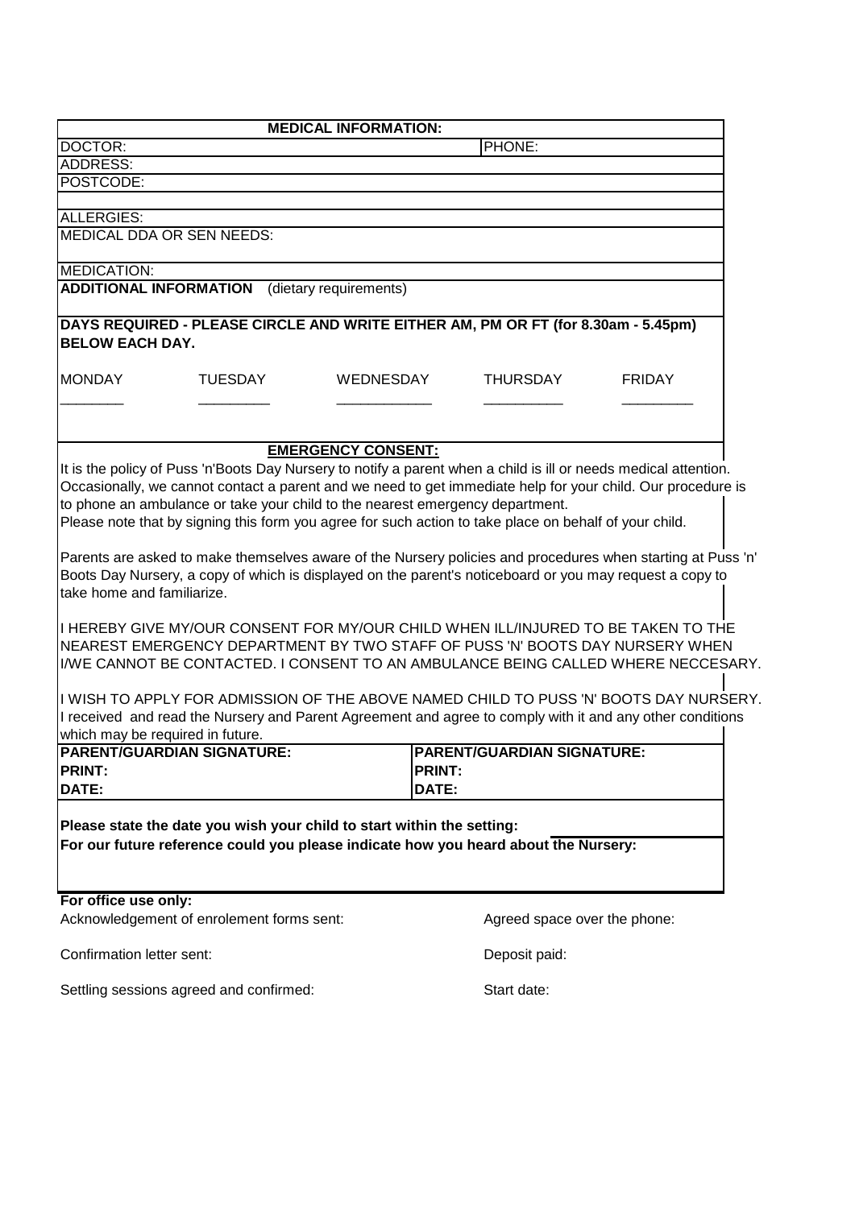## MEDICAL INFORMATION:

| | |
|---|---|
| DOCTOR: | PHONE: |
| ADDRESS: | |
| POSTCODE: | |
| | |
| ALLERGIES: | |
| MEDICAL DDA OR SEN NEEDS: | |
| MEDICATION: | |

**ADDITIONAL INFORMATION** (dietary requirements)

**DAYS REQUIRED - PLEASE CIRCLE AND WRITE EITHER AM, PM OR FT (for 8.30am - 5.45pm) BELOW EACH DAY.**

| MONDAY | TUESDAY | WEDNESDAY | THURSDAY | FRIDAY |
|---|---|---|---|---|
| ________ | _________ | ____________ | __________ | _________ |

## EMERGENCY CONSENT:

It is the policy of Puss 'n'Boots Day Nursery to notify a parent when a child is ill or needs medical attention. Occasionally, we cannot contact a parent and we need to get immediate help for your child. Our procedure is to phone an ambulance or take your child to the nearest emergency department.
Please note that by signing this form you agree for such action to take place on behalf of your child.

Parents are asked to make themselves aware of the Nursery policies and procedures when starting at Puss 'n' Boots Day Nursery, a copy of which is displayed on the parent's noticeboard or you may request a copy to take home and familiarize.

I HEREBY GIVE MY/OUR CONSENT FOR MY/OUR CHILD WHEN ILL/INJURED TO BE TAKEN TO THE NEAREST EMERGENCY DEPARTMENT BY TWO STAFF OF PUSS 'N' BOOTS DAY NURSERY WHEN I/WE CANNOT BE CONTACTED. I CONSENT TO AN AMBULANCE BEING CALLED WHERE NECCESARY.

I WISH TO APPLY FOR ADMISSION OF THE ABOVE NAMED CHILD TO PUSS 'N' BOOTS DAY NURSERY.
I received and read the Nursery and Parent Agreement and agree to comply with it and any other conditions which may be required in future.

| | |
|---|---|
| **PARENT/GUARDIAN SIGNATURE:** | **PARENT/GUARDIAN SIGNATURE:** |
| **PRINT:** | **PRINT:** |
| **DATE:** | **DATE:** |

**Please state the date you wish your child to start within the setting:** ____________

**For our future reference could you please indicate how you heard about the Nursery:**

**For office use only:**

| | |
|---|---|
| Acknowledgement of enrolement forms sent: | Agreed space over the phone: |
| Confirmation letter sent: | Deposit paid: |
| Settling sessions agreed and confirmed: | Start date: |